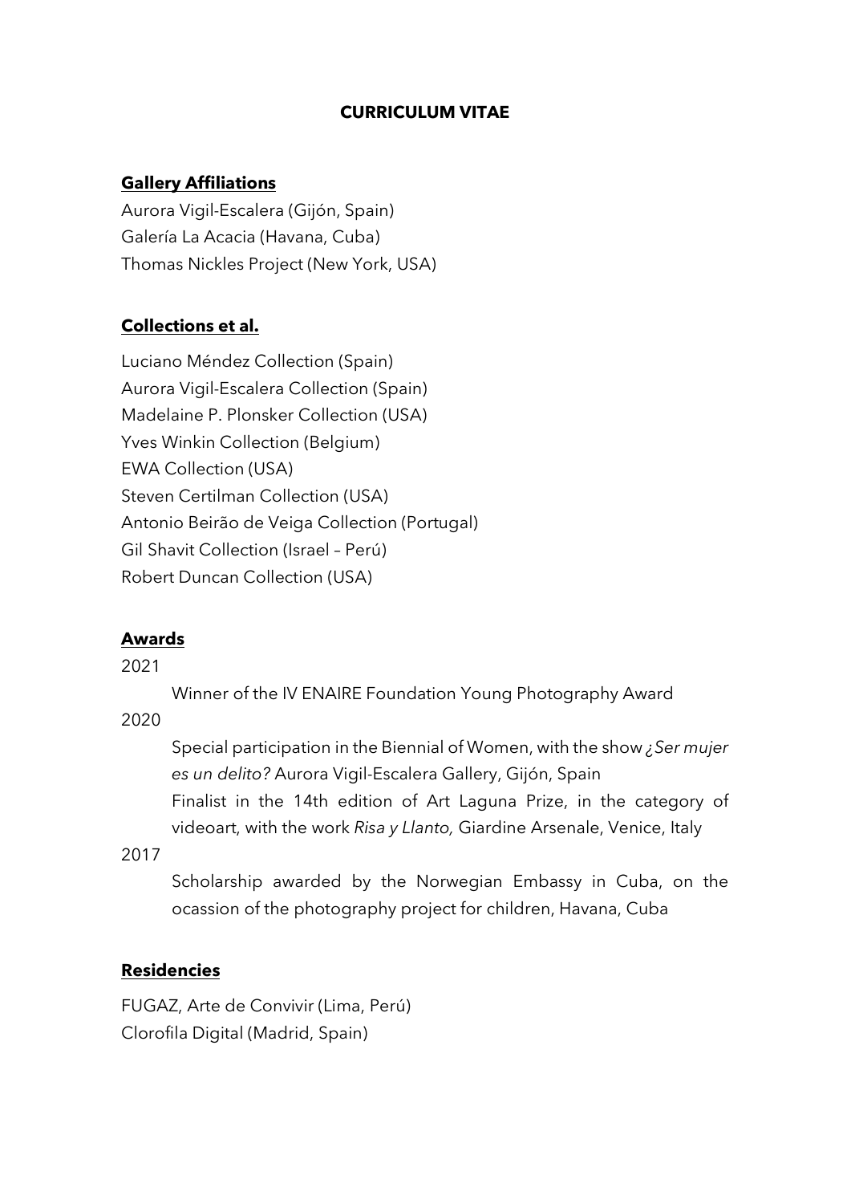# CURRICULUM VITAE

## Gallery Affiliations

Aurora Vigil-Escalera (Gijón, Spain)
Galería La Acacia (Havana, Cuba)
Thomas Nickles Project (New York, USA)

## Collections et al.

Luciano Méndez Collection (Spain)
Aurora Vigil-Escalera Collection (Spain)
Madelaine P. Plonsker Collection (USA)
Yves Winkin Collection (Belgium)
EWA Collection (USA)
Steven Certilman Collection (USA)
Antonio Beirão de Veiga Collection (Portugal)
Gil Shavit Collection (Israel – Perú)
Robert Duncan Collection (USA)

## Awards

2021

Winner of the IV ENAIRE Foundation Young Photography Award

2020

Special participation in the Biennial of Women, with the show *¿Ser mujer es un delito?* Aurora Vigil-Escalera Gallery, Gijón, Spain

Finalist in the 14th edition of Art Laguna Prize, in the category of videoart, with the work *Risa y Llanto,* Giardine Arsenale, Venice, Italy

2017

Scholarship awarded by the Norwegian Embassy in Cuba, on the ocassion of the photography project for children, Havana, Cuba

## Residencies

FUGAZ, Arte de Convivir (Lima, Perú)
Clorofila Digital (Madrid, Spain)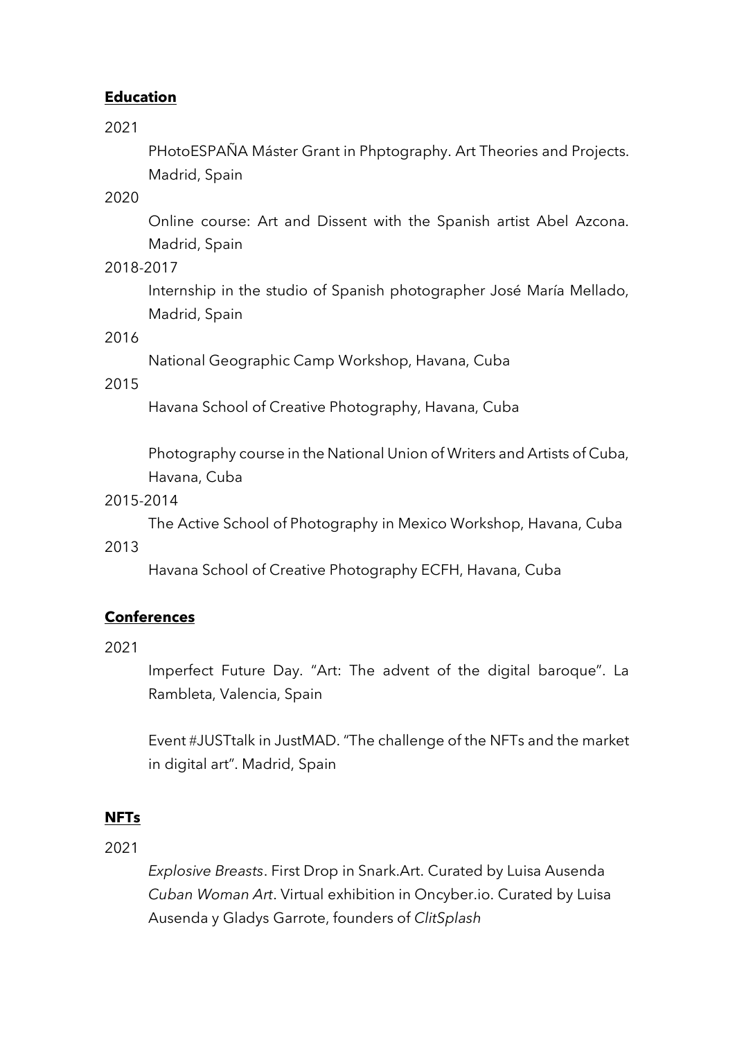## **Education**

2021

PHotoESPAÑA Máster Grant in Phptography. Art Theories and Projects. Madrid, Spain

2020

Online course: Art and Dissent with the Spanish artist Abel Azcona. Madrid, Spain

2018-2017

Internship in the studio of Spanish photographer José María Mellado, Madrid, Spain

2016

National Geographic Camp Workshop, Havana, Cuba

2015

Havana School of Creative Photography, Havana, Cuba

Photography course in the National Union of Writers and Artists of Cuba, Havana, Cuba

2015-2014

The Active School of Photography in Mexico Workshop, Havana, Cuba

2013

Havana School of Creative Photography ECFH, Havana, Cuba

## **Conferences**

2021

Imperfect Future Day. "Art: The advent of the digital baroque". La Rambleta, Valencia, Spain

Event #JUSTtalk in JustMAD. "The challenge of the NFTs and the market in digital art". Madrid, Spain

## **NFTs**

2021

*Explosive Breasts*. First Drop in Snark.Art. Curated by Luisa Ausenda
*Cuban Woman Art*. Virtual exhibition in Oncyber.io. Curated by Luisa Ausenda y Gladys Garrote, founders of *ClitSplash*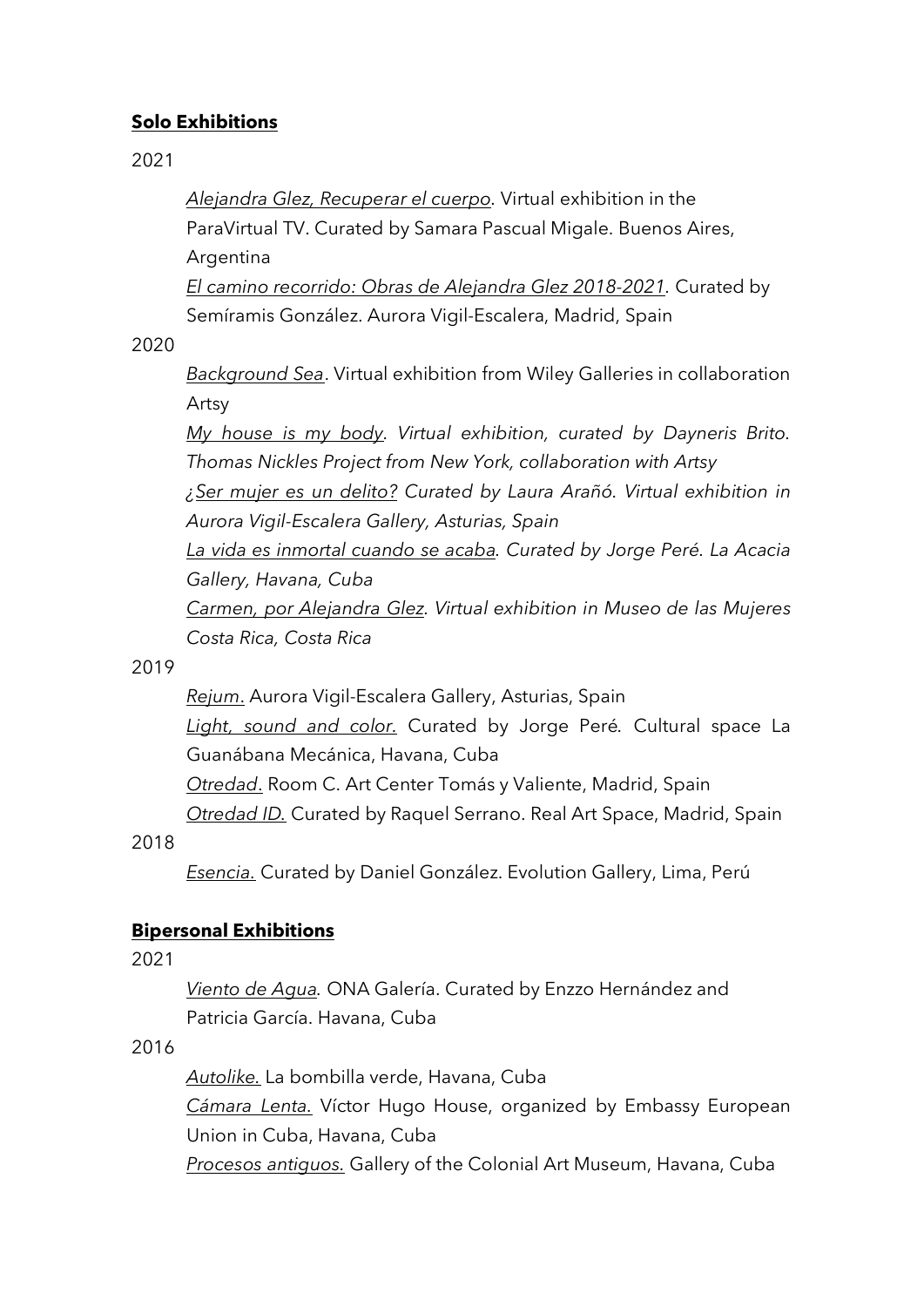## **Solo Exhibitions**

2021

*Alejandra Glez, Recuperar el cuerpo*. Virtual exhibition in the ParaVirtual TV. Curated by Samara Pascual Migale. Buenos Aires, Argentina

*El camino recorrido: Obras de Alejandra Glez 2018-2021*. Curated by Semíramis González. Aurora Vigil-Escalera, Madrid, Spain

2020

*Background Sea*. Virtual exhibition from Wiley Galleries in collaboration Artsy

*My house is my body. Virtual exhibition, curated by Dayneris Brito. Thomas Nickles Project from New York, collaboration with Artsy*

*¿Ser mujer es un delito? Curated by Laura Arañó. Virtual exhibition in Aurora Vigil-Escalera Gallery, Asturias, Spain*

*La vida es inmortal cuando se acaba. Curated by Jorge Peré. La Acacia Gallery, Havana, Cuba*

*Carmen, por Alejandra Glez. Virtual exhibition in Museo de las Mujeres Costa Rica, Costa Rica*

2019

*Rejum*. Aurora Vigil-Escalera Gallery, Asturias, Spain

*Light, sound and color.* Curated by Jorge Peré. Cultural space La Guanábana Mecánica, Havana, Cuba

*Otredad*. Room C. Art Center Tomás y Valiente, Madrid, Spain

*Otredad ID.* Curated by Raquel Serrano. Real Art Space, Madrid, Spain

2018

*Esencia.* Curated by Daniel González. Evolution Gallery, Lima, Perú

## **Bipersonal Exhibitions**

2021

*Viento de Agua.* ONA Galería. Curated by Enzzo Hernández and Patricia García. Havana, Cuba

2016

*Autolike.* La bombilla verde, Havana, Cuba

*Cámara Lenta.* Víctor Hugo House, organized by Embassy European Union in Cuba, Havana, Cuba

*Procesos antiguos.* Gallery of the Colonial Art Museum, Havana, Cuba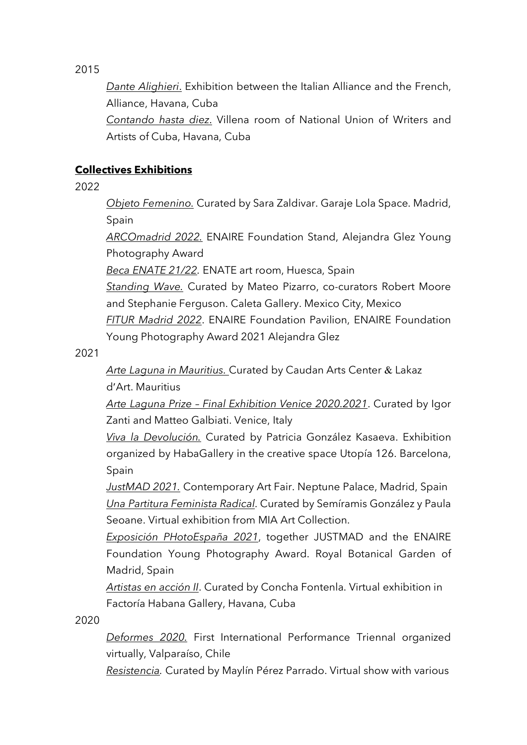2015

*Dante Alighieri*. Exhibition between the Italian Alliance and the French, Alliance, Havana, Cuba

*Contando hasta diez*. Villena room of National Union of Writers and Artists of Cuba, Havana, Cuba

**Collectives Exhibitions**

2022

*Objeto Femenino.* Curated by Sara Zaldivar. Garaje Lola Space. Madrid, Spain

*ARCOmadrid 2022.* ENAIRE Foundation Stand, Alejandra Glez Young Photography Award

*Beca ENATE 21/22*. ENATE art room, Huesca, Spain

*Standing Wave.* Curated by Mateo Pizarro, co-curators Robert Moore and Stephanie Ferguson. Caleta Gallery. Mexico City, Mexico

*FITUR Madrid 2022*. ENAIRE Foundation Pavilion, ENAIRE Foundation Young Photography Award 2021 Alejandra Glez

2021

*Arte Laguna in Mauritius.* Curated by Caudan Arts Center & Lakaz d'Art. Mauritius

*Arte Laguna Prize – Final Exhibition Venice 2020.2021*. Curated by Igor Zanti and Matteo Galbiati. Venice, Italy

*Viva la Devolución.* Curated by Patricia González Kasaeva. Exhibition organized by HabaGallery in the creative space Utopía 126. Barcelona, Spain

*JustMAD 2021.* Contemporary Art Fair. Neptune Palace, Madrid, Spain

*Una Partitura Feminista Radical*. Curated by Semíramis González y Paula Seoane. Virtual exhibition from MIA Art Collection.

*Exposición PHotoEspaña 2021*, together JUSTMAD and the ENAIRE Foundation Young Photography Award. Royal Botanical Garden of Madrid, Spain

*Artistas en acción II*. Curated by Concha Fontenla. Virtual exhibition in Factoría Habana Gallery, Havana, Cuba

2020

*Deformes 2020.* First International Performance Triennal organized virtually, Valparaíso, Chile

*Resistencia.* Curated by Maylín Pérez Parrado. Virtual show with various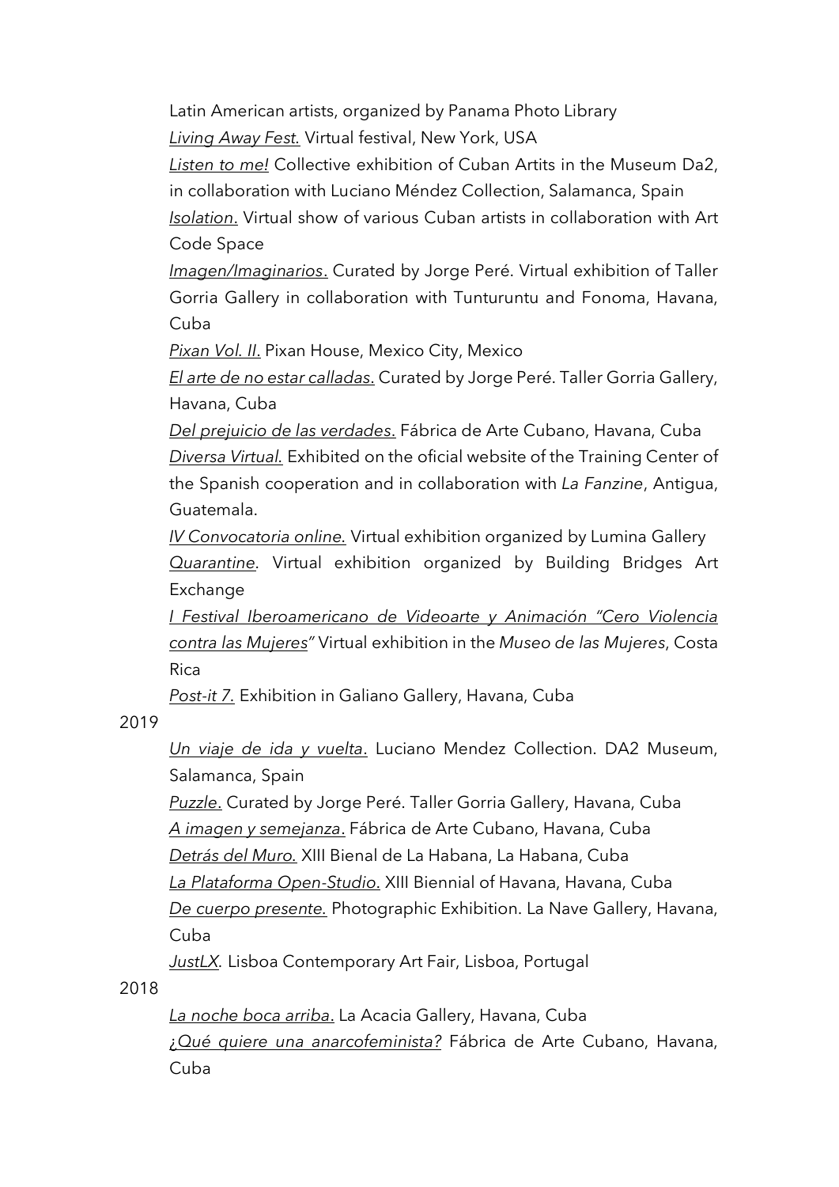Latin American artists, organized by Panama Photo Library

*Living Away Fest.* Virtual festival, New York, USA

*Listen to me!* Collective exhibition of Cuban Artits in the Museum Da2, in collaboration with Luciano Méndez Collection, Salamanca, Spain

*Isolation.* Virtual show of various Cuban artists in collaboration with Art Code Space

*Imagen/Imaginarios.* Curated by Jorge Peré. Virtual exhibition of Taller Gorria Gallery in collaboration with Tunturuntu and Fonoma, Havana, Cuba

*Pixan Vol. II.* Pixan House, Mexico City, Mexico

*El arte de no estar calladas.* Curated by Jorge Peré. Taller Gorria Gallery, Havana, Cuba

*Del prejuicio de las verdades.* Fábrica de Arte Cubano, Havana, Cuba

*Diversa Virtual.* Exhibited on the oficial website of the Training Center of the Spanish cooperation and in collaboration with *La Fanzine*, Antigua, Guatemala.

*IV Convocatoria online.* Virtual exhibition organized by Lumina Gallery

*Quarantine.* Virtual exhibition organized by Building Bridges Art Exchange

*I Festival Iberoamericano de Videoarte y Animación "Cero Violencia contra las Mujeres"* Virtual exhibition in the *Museo de las Mujeres*, Costa Rica

*Post-it 7.* Exhibition in Galiano Gallery, Havana, Cuba

2019

*Un viaje de ida y vuelta.* Luciano Mendez Collection. DA2 Museum, Salamanca, Spain

*Puzzle.* Curated by Jorge Peré. Taller Gorria Gallery, Havana, Cuba

*A imagen y semejanza.* Fábrica de Arte Cubano, Havana, Cuba

*Detrás del Muro.* XIII Bienal de La Habana, La Habana, Cuba

*La Plataforma Open-Studio.* XIII Biennial of Havana, Havana, Cuba

*De cuerpo presente.* Photographic Exhibition. La Nave Gallery, Havana, Cuba

*JustLX.* Lisboa Contemporary Art Fair, Lisboa, Portugal

2018

*La noche boca arriba.* La Acacia Gallery, Havana, Cuba

*¿Qué quiere una anarcofeminista?* Fábrica de Arte Cubano, Havana, Cuba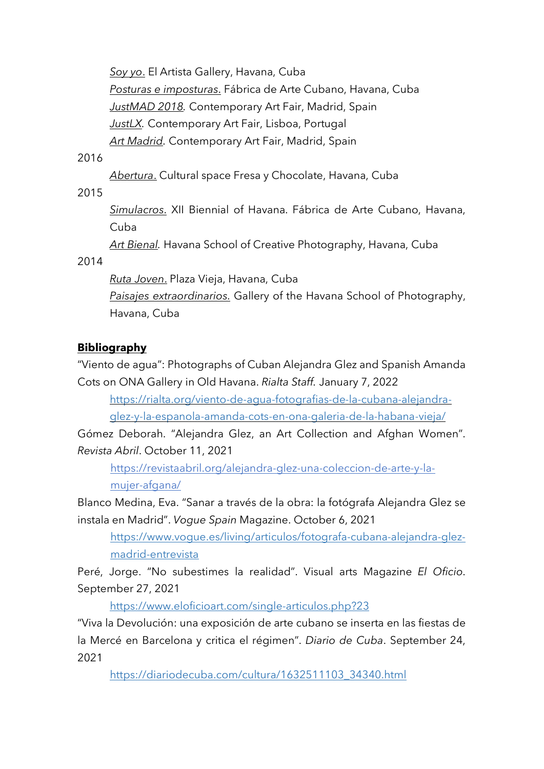*Soy yo*. El Artista Gallery, Havana, Cuba

*Posturas e imposturas*. Fábrica de Arte Cubano, Havana, Cuba

*JustMAD 2018*. Contemporary Art Fair, Madrid, Spain

*JustLX*. Contemporary Art Fair, Lisboa, Portugal

*Art Madrid*. Contemporary Art Fair, Madrid, Spain

2016

*Abertura*. Cultural space Fresa y Chocolate, Havana, Cuba

2015

*Simulacros*. XII Biennial of Havana. Fábrica de Arte Cubano, Havana, Cuba

*Art Bienal*. Havana School of Creative Photography, Havana, Cuba

2014

*Ruta Joven*. Plaza Vieja, Havana, Cuba

*Paisajes extraordinarios*. Gallery of the Havana School of Photography, Havana, Cuba

**Bibliography**

"Viento de agua": Photographs of Cuban Alejandra Glez and Spanish Amanda Cots on ONA Gallery in Old Havana. *Rialta Staff.* January 7, 2022

https://rialta.org/viento-de-agua-fotografias-de-la-cubana-alejandra-glez-y-la-espanola-amanda-cots-en-ona-galeria-de-la-habana-vieja/

Gómez Deborah. "Alejandra Glez, an Art Collection and Afghan Women". *Revista Abril*. October 11, 2021

https://revistaabril.org/alejandra-glez-una-coleccion-de-arte-y-la-mujer-afgana/

Blanco Medina, Eva. "Sanar a través de la obra: la fotógrafa Alejandra Glez se instala en Madrid". *Vogue Spain* Magazine. October 6, 2021

https://www.vogue.es/living/articulos/fotografa-cubana-alejandra-glez-madrid-entrevista

Peré, Jorge. "No subestimes la realidad". Visual arts Magazine *El Oficio*. September 27, 2021

https://www.eloficioart.com/single-articulos.php?23

"Viva la Devolución: una exposición de arte cubano se inserta en las fiestas de la Mercé en Barcelona y critica el régimen". *Diario de Cuba*. September 24, 2021

https://diariodecuba.com/cultura/1632511103_34340.html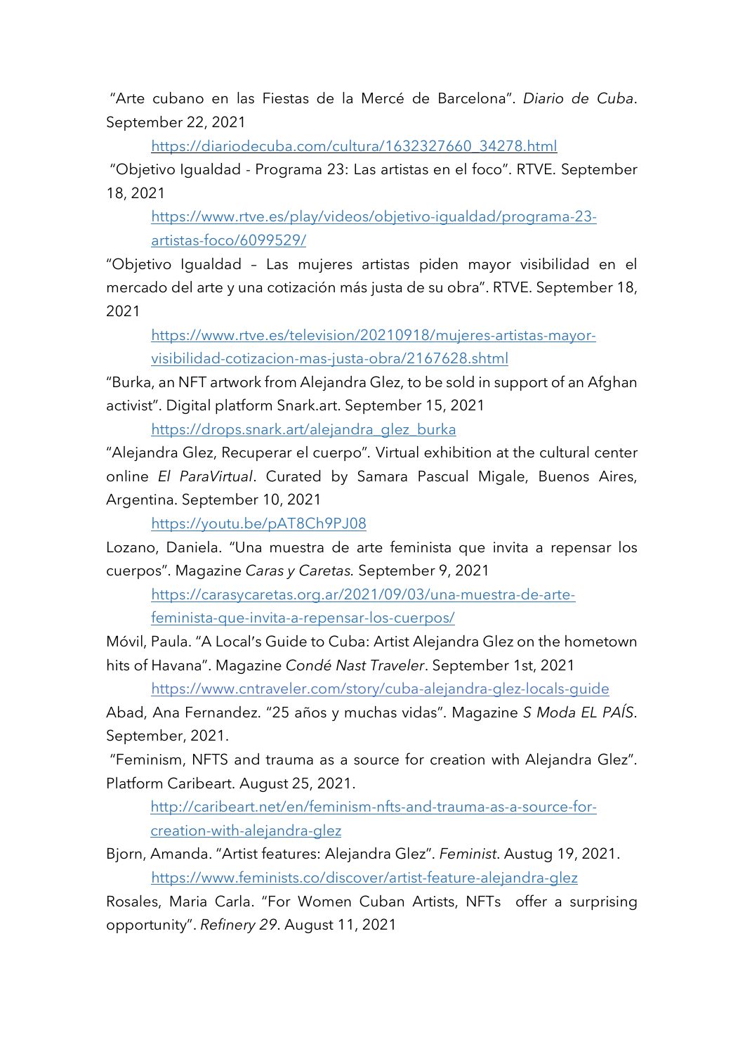"Arte cubano en las Fiestas de la Mercé de Barcelona". *Diario de Cuba*. September 22, 2021

https://diariodecuba.com/cultura/1632327660_34278.html

"Objetivo Igualdad - Programa 23: Las artistas en el foco". RTVE. September 18, 2021

https://www.rtve.es/play/videos/objetivo-igualdad/programa-23-artistas-foco/6099529/

"Objetivo Igualdad – Las mujeres artistas piden mayor visibilidad en el mercado del arte y una cotización más justa de su obra". RTVE. September 18, 2021

https://www.rtve.es/television/20210918/mujeres-artistas-mayor-visibilidad-cotizacion-mas-justa-obra/2167628.shtml

"Burka, an NFT artwork from Alejandra Glez, to be sold in support of an Afghan activist". Digital platform Snark.art. September 15, 2021

https://drops.snark.art/alejandra_glez_burka

"Alejandra Glez, Recuperar el cuerpo". Virtual exhibition at the cultural center online *El ParaVirtual*. Curated by Samara Pascual Migale, Buenos Aires, Argentina. September 10, 2021

https://youtu.be/pAT8Ch9PJ08

Lozano, Daniela. "Una muestra de arte feminista que invita a repensar los cuerpos". Magazine *Caras y Caretas*. September 9, 2021

https://carasycaretas.org.ar/2021/09/03/una-muestra-de-arte-feminista-que-invita-a-repensar-los-cuerpos/

Móvil, Paula. "A Local's Guide to Cuba: Artist Alejandra Glez on the hometown hits of Havana". Magazine *Condé Nast Traveler*. September 1st, 2021

https://www.cntraveler.com/story/cuba-alejandra-glez-locals-guide

Abad, Ana Fernandez. "25 años y muchas vidas". Magazine *S Moda EL PAÍS*. September, 2021.

"Feminism, NFTS and trauma as a source for creation with Alejandra Glez". Platform Caribeart. August 25, 2021.

http://caribeart.net/en/feminism-nfts-and-trauma-as-a-source-for-creation-with-alejandra-glez

Bjorn, Amanda. "Artist features: Alejandra Glez". *Feminist*. Austug 19, 2021.

https://www.feminists.co/discover/artist-feature-alejandra-glez

Rosales, Maria Carla. "For Women Cuban Artists, NFTs offer a surprising opportunity". *Refinery 29*. August 11, 2021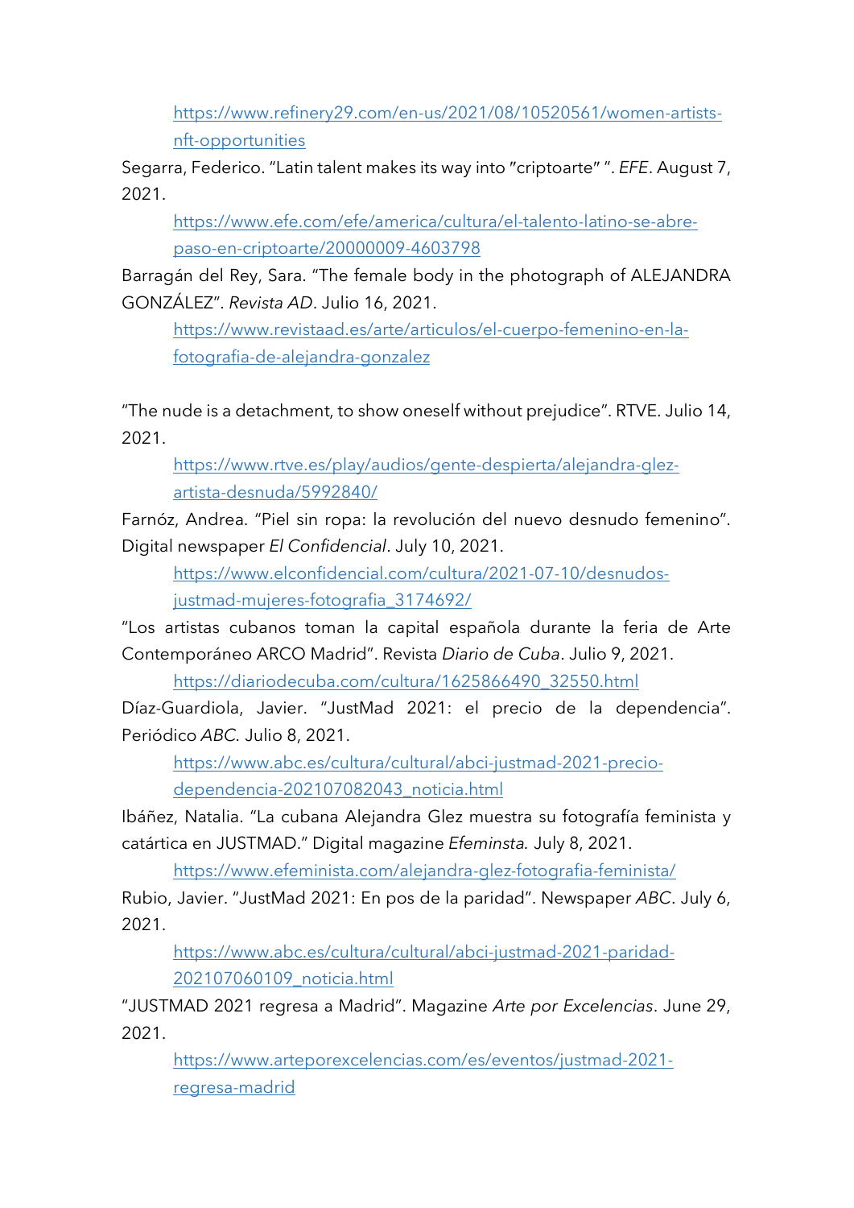https://www.refinery29.com/en-us/2021/08/10520561/women-artists-nft-opportunities

Segarra, Federico. “Latin talent makes its way into ”criptoarte” ”. *EFE*. August 7, 2021.

https://www.efe.com/efe/america/cultura/el-talento-latino-se-abre-paso-en-criptoarte/20000009-4603798

Barragán del Rey, Sara. “The female body in the photograph of ALEJANDRA GONZÁLEZ”. *Revista AD*. Julio 16, 2021.

https://www.revistaad.es/arte/articulos/el-cuerpo-femenino-en-la-fotografia-de-alejandra-gonzalez

“The nude is a detachment, to show oneself without prejudice”. RTVE. Julio 14, 2021.

https://www.rtve.es/play/audios/gente-despierta/alejandra-glez-artista-desnuda/5992840/

Farnóz, Andrea. “Piel sin ropa: la revolución del nuevo desnudo femenino”. Digital newspaper *El Confidencial*. July 10, 2021.

https://www.elconfidencial.com/cultura/2021-07-10/desnudos-justmad-mujeres-fotografia_3174692/

“Los artistas cubanos toman la capital española durante la feria de Arte Contemporáneo ARCO Madrid”. Revista *Diario de Cuba*. Julio 9, 2021.

https://diariodecuba.com/cultura/1625866490_32550.html

Díaz-Guardiola, Javier. “JustMad 2021: el precio de la dependencia”. Periódico *ABC*. Julio 8, 2021.

https://www.abc.es/cultura/cultural/abci-justmad-2021-precio-dependencia-202107082043_noticia.html

Ibáñez, Natalia. “La cubana Alejandra Glez muestra su fotografía feminista y catártica en JUSTMAD.” Digital magazine *Efeminsta.* July 8, 2021.

https://www.efeminista.com/alejandra-glez-fotografia-feminista/

Rubio, Javier. “JustMad 2021: En pos de la paridad”. Newspaper *ABC*. July 6, 2021.

https://www.abc.es/cultura/cultural/abci-justmad-2021-paridad-202107060109_noticia.html

“JUSTMAD 2021 regresa a Madrid”. Magazine *Arte por Excelencias*. June 29, 2021.

https://www.arteporexcelencias.com/es/eventos/justmad-2021-regresa-madrid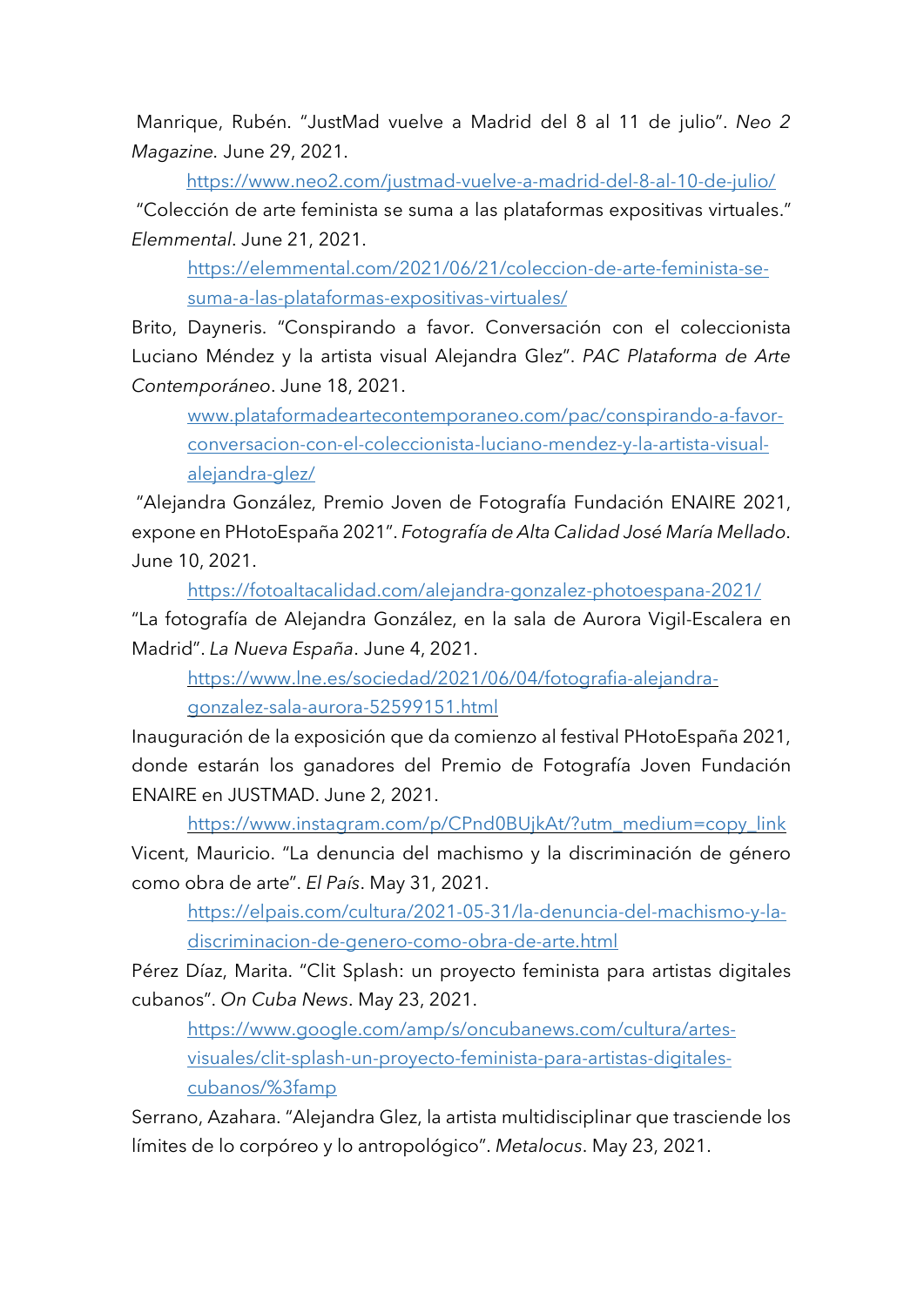Manrique, Rubén. "JustMad vuelve a Madrid del 8 al 11 de julio". *Neo 2 Magazine*. June 29, 2021.

https://www.neo2.com/justmad-vuelve-a-madrid-del-8-al-10-de-julio/

"Colección de arte feminista se suma a las plataformas expositivas virtuales." *Elemmental*. June 21, 2021.

https://elemmental.com/2021/06/21/coleccion-de-arte-feminista-se-suma-a-las-plataformas-expositivas-virtuales/

Brito, Dayneris. "Conspirando a favor. Conversación con el coleccionista Luciano Méndez y la artista visual Alejandra Glez". *PAC Plataforma de Arte Contemporáneo*. June 18, 2021.

www.plataformadeartecontemporaneo.com/pac/conspirando-a-favor-conversacion-con-el-coleccionista-luciano-mendez-y-la-artista-visual-alejandra-glez/

"Alejandra González, Premio Joven de Fotografía Fundación ENAIRE 2021, expone en PHotoEspaña 2021". *Fotografía de Alta Calidad José María Mellado*. June 10, 2021.

https://fotoaltacalidad.com/alejandra-gonzalez-photoespana-2021/

"La fotografía de Alejandra González, en la sala de Aurora Vigil-Escalera en Madrid". *La Nueva España*. June 4, 2021.

https://www.lne.es/sociedad/2021/06/04/fotografia-alejandra-gonzalez-sala-aurora-52599151.html

Inauguración de la exposición que da comienzo al festival PHotoEspaña 2021, donde estarán los ganadores del Premio de Fotografía Joven Fundación ENAIRE en JUSTMAD. June 2, 2021.

https://www.instagram.com/p/CPnd0BUjkAt/?utm_medium=copy_link

Vicent, Mauricio. "La denuncia del machismo y la discriminación de género como obra de arte". *El País*. May 31, 2021.

https://elpais.com/cultura/2021-05-31/la-denuncia-del-machismo-y-la-discriminacion-de-genero-como-obra-de-arte.html

Pérez Díaz, Marita. "Clit Splash: un proyecto feminista para artistas digitales cubanos". *On Cuba News*. May 23, 2021.

https://www.google.com/amp/s/oncubanews.com/cultura/artes-visuales/clit-splash-un-proyecto-feminista-para-artistas-digitales-cubanos/%3famp

Serrano, Azahara. "Alejandra Glez, la artista multidisciplinar que trasciende los límites de lo corpóreo y lo antropológico". *Metalocus*. May 23, 2021.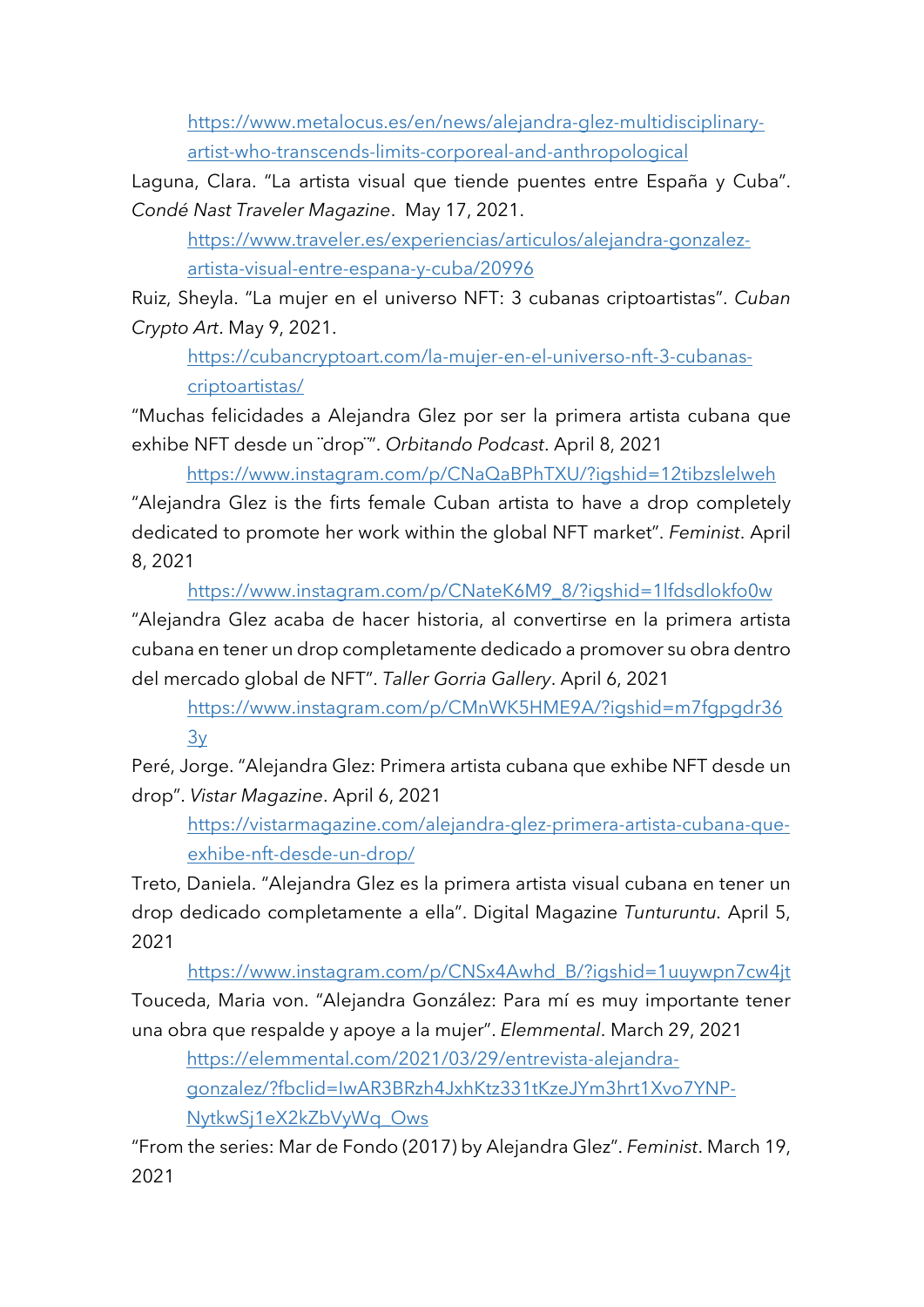https://www.metalocus.es/en/news/alejandra-glez-multidisciplinary-artist-who-transcends-limits-corporeal-and-anthropological

Laguna, Clara. "La artista visual que tiende puentes entre España y Cuba". *Condé Nast Traveler Magazine*. May 17, 2021.

https://www.traveler.es/experiencias/articulos/alejandra-gonzalez-artista-visual-entre-espana-y-cuba/20996

Ruiz, Sheyla. "La mujer en el universo NFT: 3 cubanas criptoartistas". *Cuban Crypto Art*. May 9, 2021.

https://cubancryptoart.com/la-mujer-en-el-universo-nft-3-cubanas-criptoartistas/

"Muchas felicidades a Alejandra Glez por ser la primera artista cubana que exhibe NFT desde un ¨drop¨". *Orbitando Podcast*. April 8, 2021

https://www.instagram.com/p/CNaQaBPhTXU/?igshid=12tibzslelweh

"Alejandra Glez is the firts female Cuban artista to have a drop completely dedicated to promote her work within the global NFT market". *Feminist*. April 8, 2021

https://www.instagram.com/p/CNateK6M9_8/?igshid=1lfdsdlokfo0w

"Alejandra Glez acaba de hacer historia, al convertirse en la primera artista cubana en tener un drop completamente dedicado a promover su obra dentro del mercado global de NFT". *Taller Gorria Gallery*. April 6, 2021

https://www.instagram.com/p/CMnWK5HME9A/?igshid=m7fgpgdr363y

Peré, Jorge. "Alejandra Glez: Primera artista cubana que exhibe NFT desde un drop". *Vistar Magazine*. April 6, 2021

https://vistarmagazine.com/alejandra-glez-primera-artista-cubana-que-exhibe-nft-desde-un-drop/

Treto, Daniela. "Alejandra Glez es la primera artista visual cubana en tener un drop dedicado completamente a ella". Digital Magazine *Tunturuntu*. April 5, 2021

https://www.instagram.com/p/CNSx4Awhd_B/?igshid=1uuywpn7cw4jt

Touceda, Maria von. "Alejandra González: Para mí es muy importante tener una obra que respalde y apoye a la mujer". *Elemmental*. March 29, 2021

https://elemmental.com/2021/03/29/entrevista-alejandra-gonzalez/?fbclid=IwAR3BRzh4JxhKtz331tKzeJYm3hrt1Xvo7YNP-NytkwSj1eX2kZbVyWq_Ows

"From the series: Mar de Fondo (2017) by Alejandra Glez". *Feminist*. March 19, 2021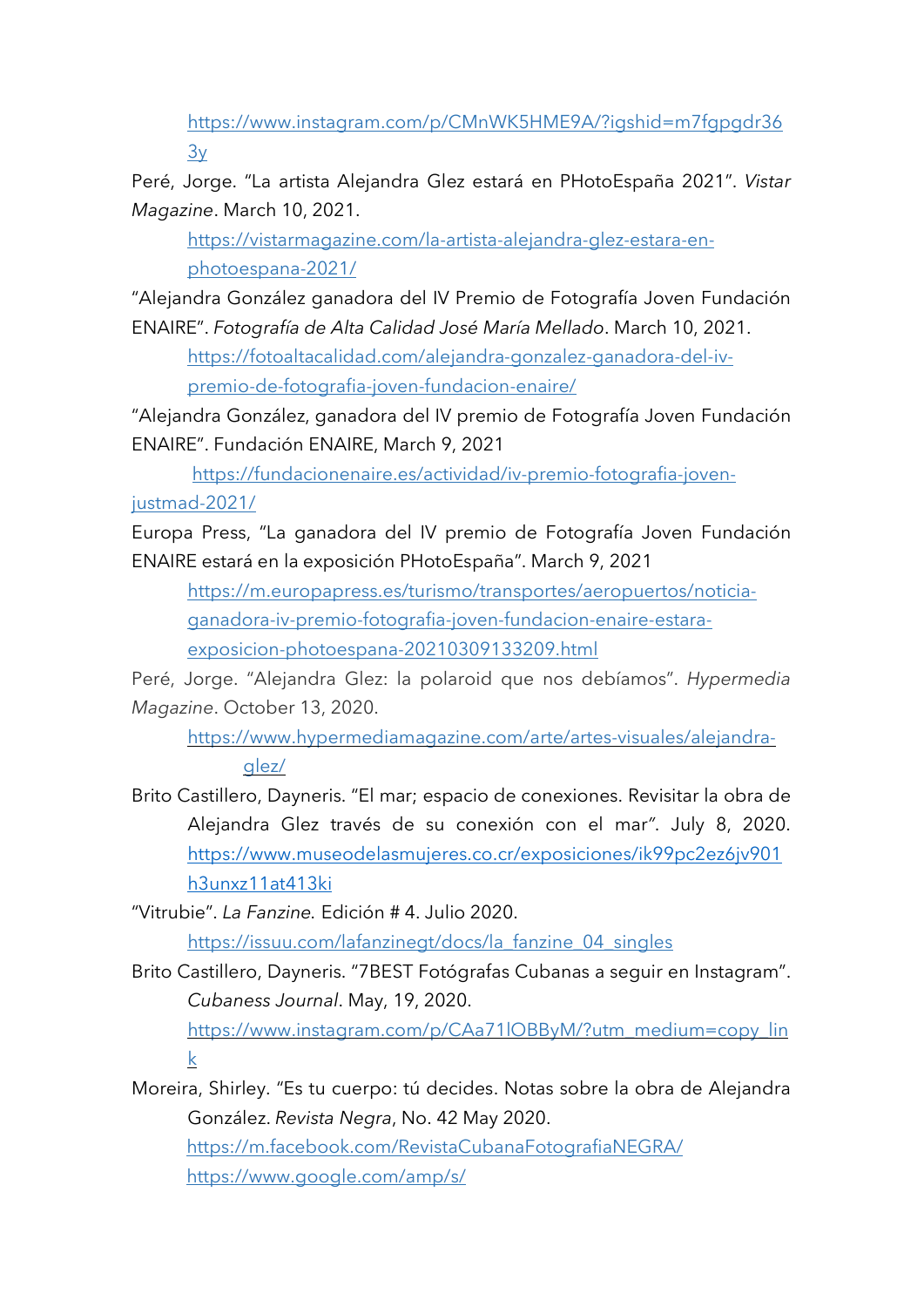https://www.instagram.com/p/CMnWK5HME9A/?igshid=m7fgpgdr363y

Peré, Jorge. "La artista Alejandra Glez estará en PHotoEspaña 2021". *Vistar Magazine*. March 10, 2021.
https://vistarmagazine.com/la-artista-alejandra-glez-estara-en-photoespana-2021/

"Alejandra González ganadora del IV Premio de Fotografía Joven Fundación ENAIRE". *Fotografía de Alta Calidad José María Mellado*. March 10, 2021.
https://fotoaltacalidad.com/alejandra-gonzalez-ganadora-del-iv-premio-de-fotografia-joven-fundacion-enaire/

"Alejandra González, ganadora del IV premio de Fotografía Joven Fundación ENAIRE". Fundación ENAIRE, March 9, 2021
https://fundacionenaire.es/actividad/iv-premio-fotografia-joven-justmad-2021/

Europa Press, "La ganadora del IV premio de Fotografía Joven Fundación ENAIRE estará en la exposición PHotoEspaña". March 9, 2021
https://m.europapress.es/turismo/transportes/aeropuertos/noticia-ganadora-iv-premio-fotografia-joven-fundacion-enaire-estara-exposicion-photoespana-20210309133209.html

Peré, Jorge. "Alejandra Glez: la polaroid que nos debíamos". *Hypermedia Magazine*. October 13, 2020.
https://www.hypermediamagazine.com/arte/artes-visuales/alejandra-glez/

Brito Castillero, Dayneris. "El mar; espacio de conexiones. Revisitar la obra de Alejandra Glez través de su conexión con el mar". July 8, 2020. https://www.museodelasmujeres.co.cr/exposiciones/ik99pc2ez6jv901h3unxz11at413ki

"Vitrubie". *La Fanzine*. Edición # 4. Julio 2020.
https://issuu.com/lafanzinegt/docs/la_fanzine_04_singles

Brito Castillero, Dayneris. "7BEST Fotógrafas Cubanas a seguir en Instagram". *Cubaness Journal*. May, 19, 2020.
https://www.instagram.com/p/CAa71lOBByM/?utm_medium=copy_link

Moreira, Shirley. "Es tu cuerpo: tú decides. Notas sobre la obra de Alejandra González. *Revista Negra*, No. 42 May 2020.
https://m.facebook.com/RevistaCubanaFotografiaNEGRA/
https://www.google.com/amp/s/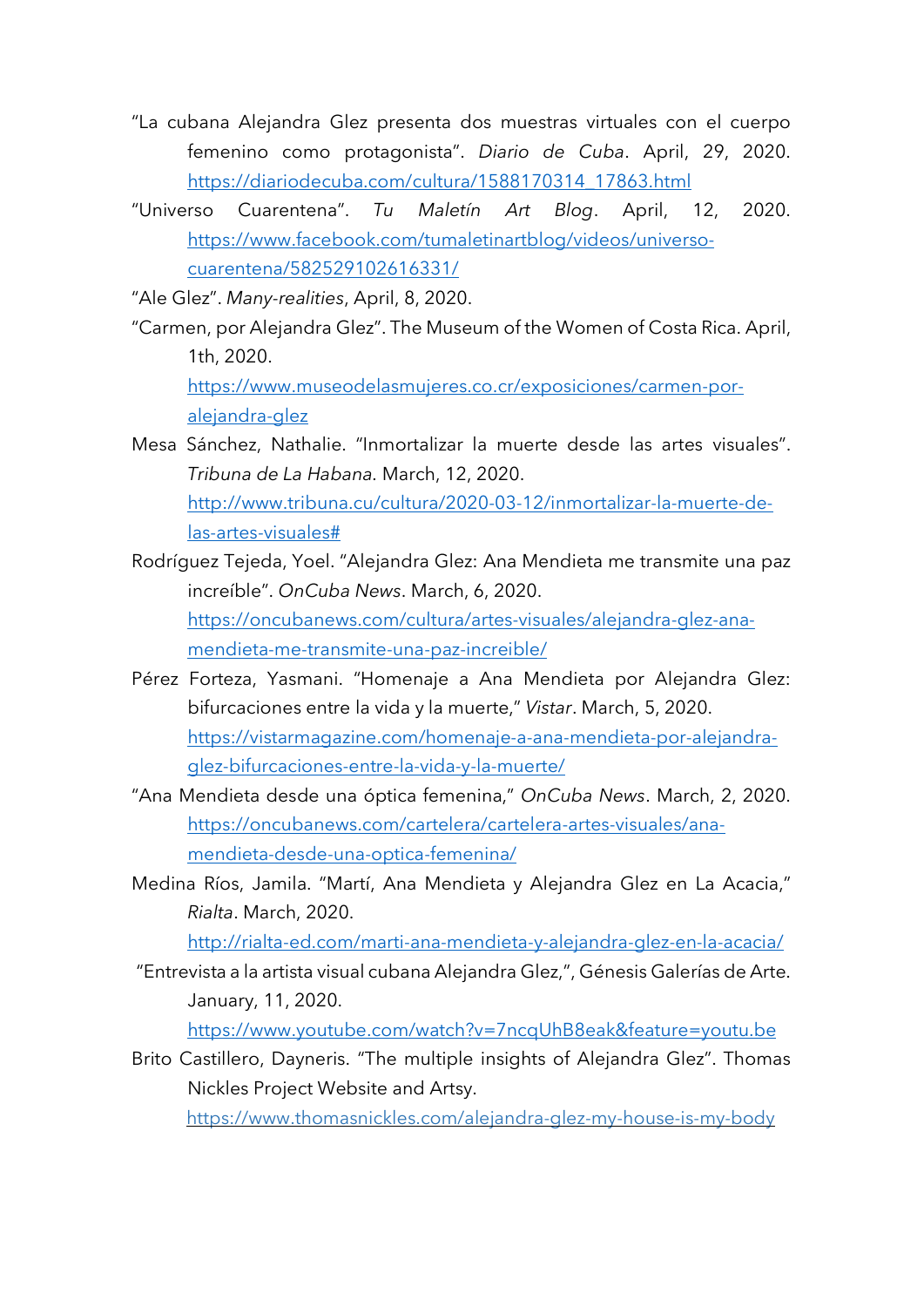"La cubana Alejandra Glez presenta dos muestras virtuales con el cuerpo femenino como protagonista". *Diario de Cuba*. April, 29, 2020. https://diariodecuba.com/cultura/1588170314_17863.html

"Universo Cuarentena". *Tu Maletín Art Blog*. April, 12, 2020. https://www.facebook.com/tumaletinartblog/videos/universo-cuarentena/582529102616331/

"Ale Glez". *Many-realities*, April, 8, 2020.

"Carmen, por Alejandra Glez". The Museum of the Women of Costa Rica. April, 1th, 2020. https://www.museodelasmujeres.co.cr/exposiciones/carmen-por-alejandra-glez

Mesa Sánchez, Nathalie. "Inmortalizar la muerte desde las artes visuales". *Tribuna de La Habana*. March, 12, 2020. http://www.tribuna.cu/cultura/2020-03-12/inmortalizar-la-muerte-de-las-artes-visuales#

Rodríguez Tejeda, Yoel. "Alejandra Glez: Ana Mendieta me transmite una paz increíble". *OnCuba News*. March, 6, 2020. https://oncubanews.com/cultura/artes-visuales/alejandra-glez-ana-mendieta-me-transmite-una-paz-increible/

Pérez Forteza, Yasmani. "Homenaje a Ana Mendieta por Alejandra Glez: bifurcaciones entre la vida y la muerte," *Vistar*. March, 5, 2020. https://vistarmagazine.com/homenaje-a-ana-mendieta-por-alejandra-glez-bifurcaciones-entre-la-vida-y-la-muerte/

"Ana Mendieta desde una óptica femenina," *OnCuba News*. March, 2, 2020. https://oncubanews.com/cartelera/cartelera-artes-visuales/ana-mendieta-desde-una-optica-femenina/

Medina Ríos, Jamila. "Martí, Ana Mendieta y Alejandra Glez en La Acacia," *Rialta*. March, 2020. http://rialta-ed.com/marti-ana-mendieta-y-alejandra-glez-en-la-acacia/

"Entrevista a la artista visual cubana Alejandra Glez,", Génesis Galerías de Arte. January, 11, 2020. https://www.youtube.com/watch?v=7ncqUhB8eak&feature=youtu.be

Brito Castillero, Dayneris. "The multiple insights of Alejandra Glez". Thomas Nickles Project Website and Artsy. https://www.thomasnickles.com/alejandra-glez-my-house-is-my-body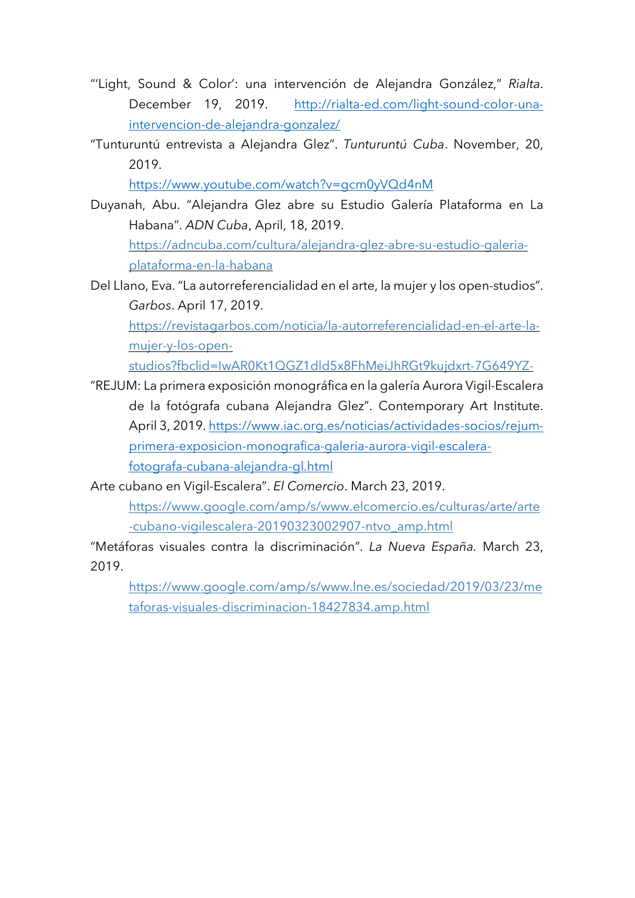"'Light, Sound & Color': una intervención de Alejandra González," *Rialta*. December 19, 2019. http://rialta-ed.com/light-sound-color-una-intervencion-de-alejandra-gonzalez/

"Tunturuntú entrevista a Alejandra Glez". *Tunturuntú Cuba*. November, 20, 2019. https://www.youtube.com/watch?v=gcm0yVQd4nM

Duyanah, Abu. "Alejandra Glez abre su Estudio Galería Plataforma en La Habana". *ADN Cuba*, April, 18, 2019. https://adncuba.com/cultura/alejandra-glez-abre-su-estudio-galeria-plataforma-en-la-habana

Del Llano, Eva. "La autorreferencialidad en el arte, la mujer y los open-studios". *Garbos*. April 17, 2019. https://revistagarbos.com/noticia/la-autorreferencialidad-en-el-arte-la-mujer-y-los-open-studios?fbclid=IwAR0Kt1QGZ1dld5x8FhMeiJhRGt9kujdxrt-7G649YZ-

"REJUM: La primera exposición monográfica en la galería Aurora Vigil-Escalera de la fotógrafa cubana Alejandra Glez". Contemporary Art Institute. April 3, 2019. https://www.iac.org.es/noticias/actividades-socios/rejum-primera-exposicion-monografica-galeria-aurora-vigil-escalera-fotografa-cubana-alejandra-gl.html

Arte cubano en Vigil-Escalera". *El Comercio*. March 23, 2019. https://www.google.com/amp/s/www.elcomercio.es/culturas/arte/arte-cubano-vigilescalera-20190323002907-ntvo_amp.html

"Metáforas visuales contra la discriminación". *La Nueva España*. March 23, 2019. https://www.google.com/amp/s/www.lne.es/sociedad/2019/03/23/metaforas-visuales-discriminacion-18427834.amp.html